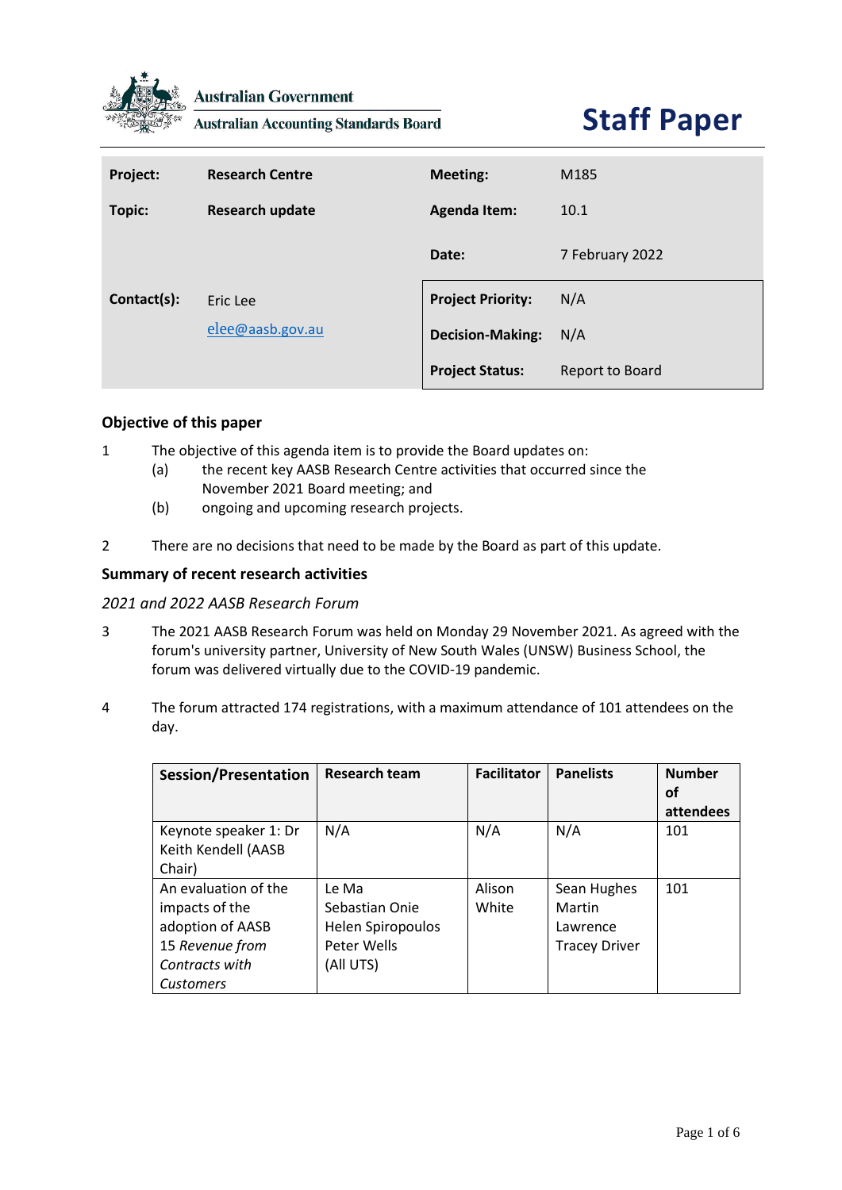Australian Government

Australian Accounting Standards Board

# Staff Paper

| | | | |
|---|---|---|---|
| **Project:** | **Research Centre** | **Meeting:** | M185 |
| **Topic:** | **Research update** | **Agenda Item:** | 10.1 |
| | | **Date:** | 7 February 2022 |
| **Contact(s):** | Eric Lee<br>elee@aasb.gov.au | **Project Priority:** | N/A |
| | | **Decision-Making:** | N/A |
| | | **Project Status:** | Report to Board |

## Objective of this paper

1 The objective of this agenda item is to provide the Board updates on:

(a) the recent key AASB Research Centre activities that occurred since the November 2021 Board meeting; and

(b) ongoing and upcoming research projects.

2 There are no decisions that need to be made by the Board as part of this update.

## Summary of recent research activities

### *2021 and 2022 AASB Research Forum*

3 The 2021 AASB Research Forum was held on Monday 29 November 2021. As agreed with the forum's university partner, University of New South Wales (UNSW) Business School, the forum was delivered virtually due to the COVID-19 pandemic.

4 The forum attracted 174 registrations, with a maximum attendance of 101 attendees on the day.

| Session/Presentation | Research team | Facilitator | Panelists | Number of attendees |
|---|---|---|---|---|
| Keynote speaker 1: Dr Keith Kendell (AASB Chair) | N/A | N/A | N/A | 101 |
| An evaluation of the impacts of the adoption of AASB 15 *Revenue from Contracts with Customers* | Le Ma<br>Sebastian Onie<br>Helen Spiropoulos<br>Peter Wells<br>(All UTS) | Alison White | Sean Hughes<br>Martin Lawrence<br>Tracey Driver | 101 |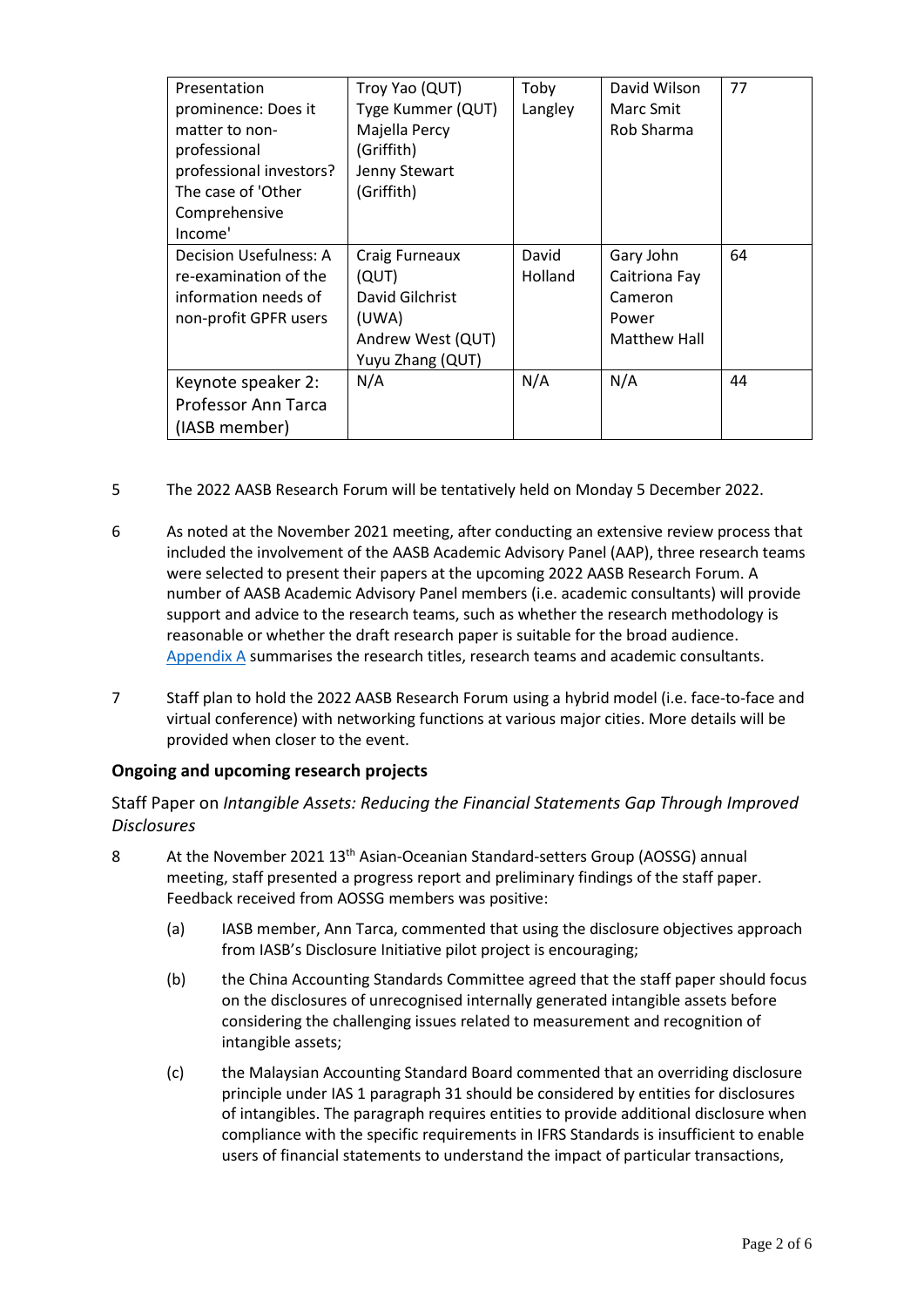| Presentation prominence: Does it matter to non-professional professional investors? The case of 'Other Comprehensive Income' | Troy Yao (QUT) Tyge Kummer (QUT) Majella Percy (Griffith) Jenny Stewart (Griffith) | Toby Langley | David Wilson Marc Smit Rob Sharma | 77 |
|---|---|---|---|---|
| Decision Usefulness: A re-examination of the information needs of non-profit GPFR users | Craig Furneaux (QUT) David Gilchrist (UWA) Andrew West (QUT) Yuyu Zhang (QUT) | David Holland | Gary John Caitriona Fay Cameron Power Matthew Hall | 64 |
| Keynote speaker 2: Professor Ann Tarca (IASB member) | N/A | N/A | N/A | 44 |

5 The 2022 AASB Research Forum will be tentatively held on Monday 5 December 2022.

6 As noted at the November 2021 meeting, after conducting an extensive review process that included the involvement of the AASB Academic Advisory Panel (AAP), three research teams were selected to present their papers at the upcoming 2022 AASB Research Forum. A number of AASB Academic Advisory Panel members (i.e. academic consultants) will provide support and advice to the research teams, such as whether the research methodology is reasonable or whether the draft research paper is suitable for the broad audience. Appendix A summarises the research titles, research teams and academic consultants.

7 Staff plan to hold the 2022 AASB Research Forum using a hybrid model (i.e. face-to-face and virtual conference) with networking functions at various major cities. More details will be provided when closer to the event.

## Ongoing and upcoming research projects

### Staff Paper on *Intangible Assets: Reducing the Financial Statements Gap Through Improved Disclosures*

8 At the November 2021 13th Asian-Oceanian Standard-setters Group (AOSSG) annual meeting, staff presented a progress report and preliminary findings of the staff paper. Feedback received from AOSSG members was positive:

(a) IASB member, Ann Tarca, commented that using the disclosure objectives approach from IASB's Disclosure Initiative pilot project is encouraging;

(b) the China Accounting Standards Committee agreed that the staff paper should focus on the disclosures of unrecognised internally generated intangible assets before considering the challenging issues related to measurement and recognition of intangible assets;

(c) the Malaysian Accounting Standard Board commented that an overriding disclosure principle under IAS 1 paragraph 31 should be considered by entities for disclosures of intangibles. The paragraph requires entities to provide additional disclosure when compliance with the specific requirements in IFRS Standards is insufficient to enable users of financial statements to understand the impact of particular transactions,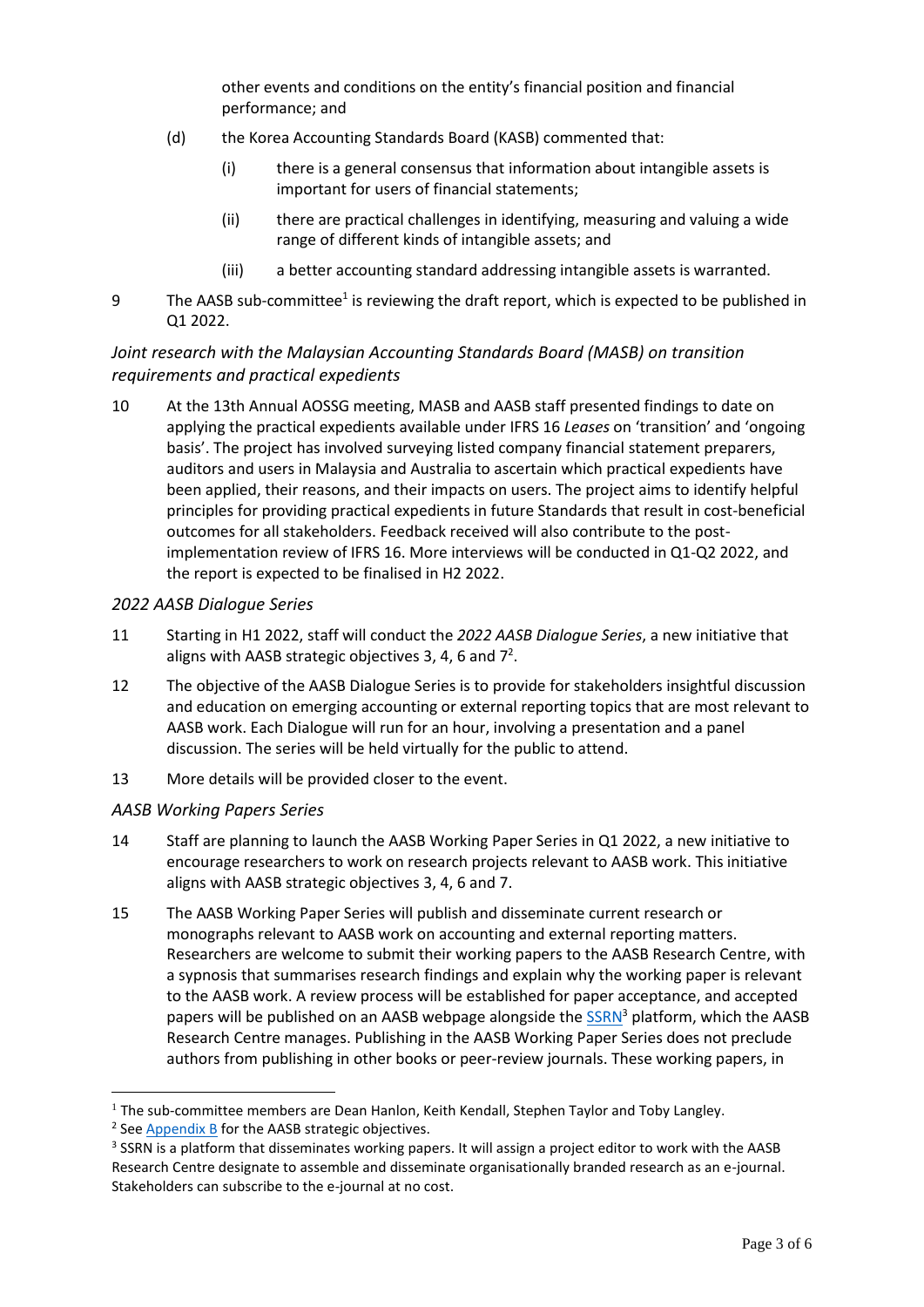other events and conditions on the entity's financial position and financial performance; and

(d) the Korea Accounting Standards Board (KASB) commented that:

(i) there is a general consensus that information about intangible assets is important for users of financial statements;

(ii) there are practical challenges in identifying, measuring and valuing a wide range of different kinds of intangible assets; and

(iii) a better accounting standard addressing intangible assets is warranted.

9 The AASB sub-committee[1] is reviewing the draft report, which is expected to be published in Q1 2022.

*Joint research with the Malaysian Accounting Standards Board (MASB) on transition requirements and practical expedients*

10 At the 13th Annual AOSSG meeting, MASB and AASB staff presented findings to date on applying the practical expedients available under IFRS 16 *Leases* on 'transition' and 'ongoing basis'. The project has involved surveying listed company financial statement preparers, auditors and users in Malaysia and Australia to ascertain which practical expedients have been applied, their reasons, and their impacts on users. The project aims to identify helpful principles for providing practical expedients in future Standards that result in cost-beneficial outcomes for all stakeholders. Feedback received will also contribute to the post-implementation review of IFRS 16. More interviews will be conducted in Q1-Q2 2022, and the report is expected to be finalised in H2 2022.

*2022 AASB Dialogue Series*

11 Starting in H1 2022, staff will conduct the *2022 AASB Dialogue Series*, a new initiative that aligns with AASB strategic objectives 3, 4, 6 and 7[2].

12 The objective of the AASB Dialogue Series is to provide for stakeholders insightful discussion and education on emerging accounting or external reporting topics that are most relevant to AASB work. Each Dialogue will run for an hour, involving a presentation and a panel discussion. The series will be held virtually for the public to attend.

13 More details will be provided closer to the event.

*AASB Working Papers Series*

14 Staff are planning to launch the AASB Working Paper Series in Q1 2022, a new initiative to encourage researchers to work on research projects relevant to AASB work. This initiative aligns with AASB strategic objectives 3, 4, 6 and 7.

15 The AASB Working Paper Series will publish and disseminate current research or monographs relevant to AASB work on accounting and external reporting matters. Researchers are welcome to submit their working papers to the AASB Research Centre, with a sypnosis that summarises research findings and explain why the working paper is relevant to the AASB work. A review process will be established for paper acceptance, and accepted papers will be published on an AASB webpage alongside the SSRN[3] platform, which the AASB Research Centre manages. Publishing in the AASB Working Paper Series does not preclude authors from publishing in other books or peer-review journals. These working papers, in

---

[1] The sub-committee members are Dean Hanlon, Keith Kendall, Stephen Taylor and Toby Langley.

[2] See Appendix B for the AASB strategic objectives.

[3] SSRN is a platform that disseminates working papers. It will assign a project editor to work with the AASB Research Centre designate to assemble and disseminate organisationally branded research as an e-journal. Stakeholders can subscribe to the e-journal at no cost.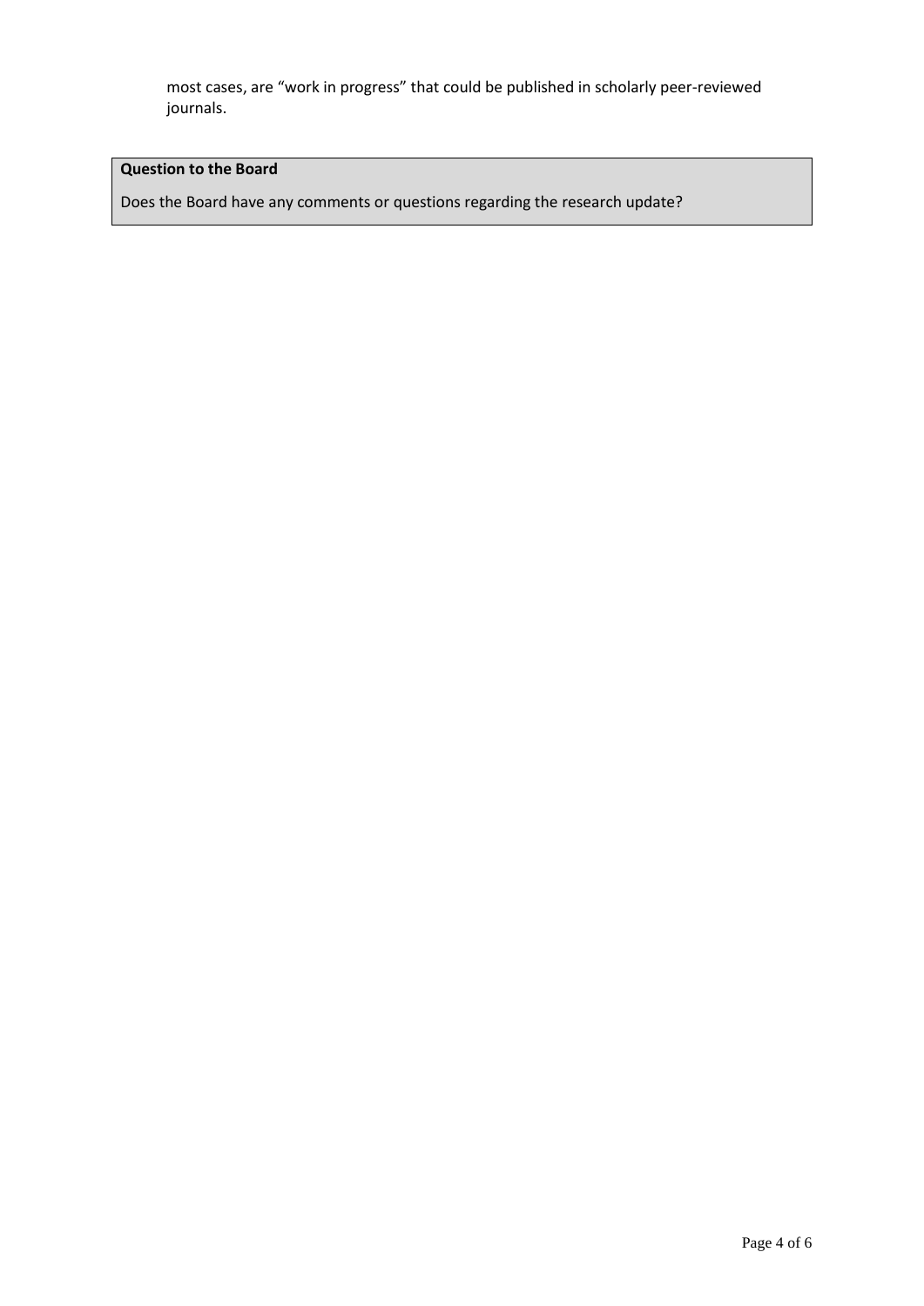most cases, are “work in progress” that could be published in scholarly peer-reviewed journals.

**Question to the Board**

Does the Board have any comments or questions regarding the research update?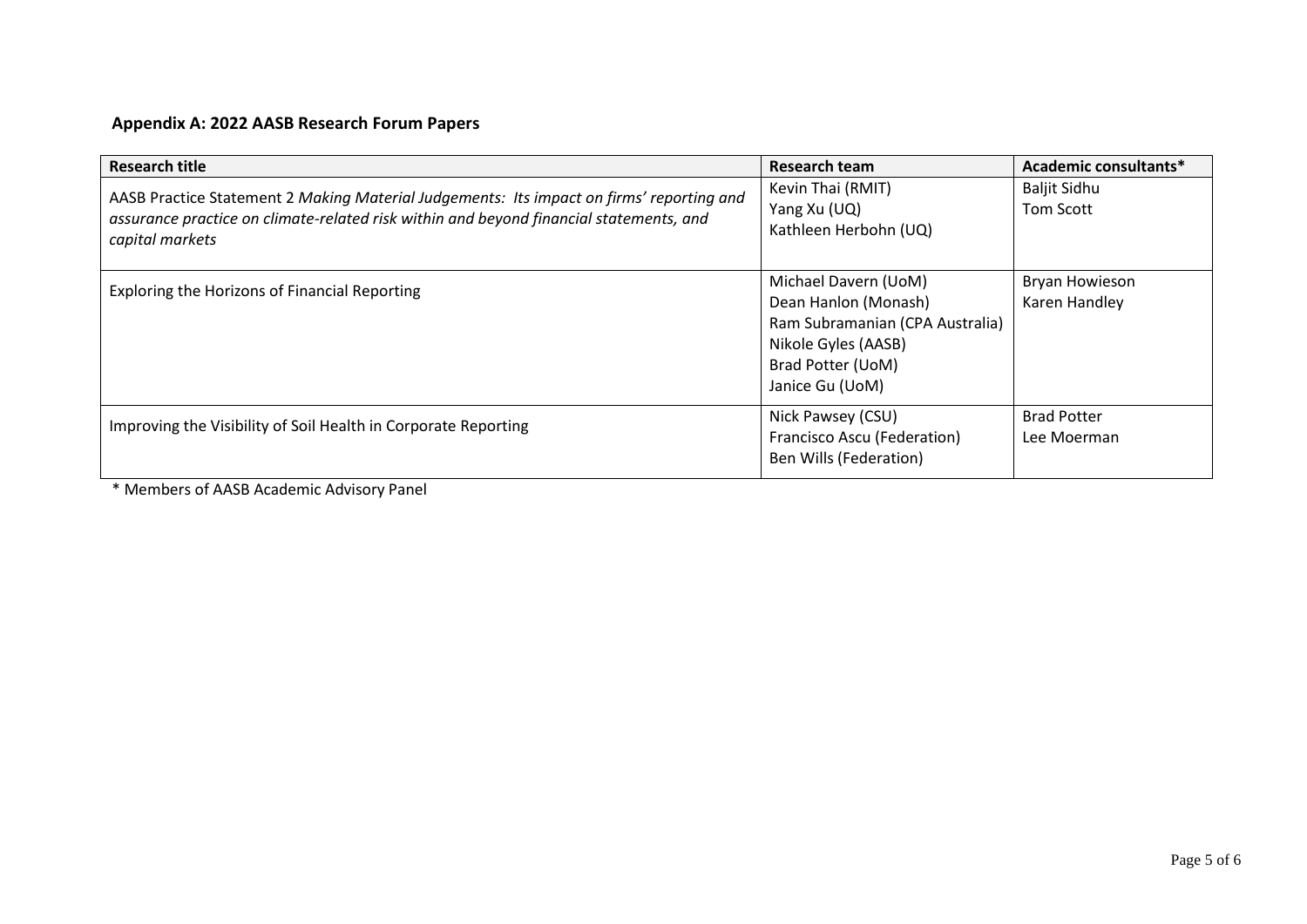**Appendix A: 2022 AASB Research Forum Papers**

| Research title | Research team | Academic consultants* |
| --- | --- | --- |
| AASB Practice Statement 2 *Making Material Judgements: Its impact on firms' reporting and assurance practice on climate-related risk within and beyond financial statements, and capital markets* | Kevin Thai (RMIT)<br>Yang Xu (UQ)<br>Kathleen Herbohn (UQ) | Baljit Sidhu<br>Tom Scott |
| Exploring the Horizons of Financial Reporting | Michael Davern (UoM)<br>Dean Hanlon (Monash)<br>Ram Subramanian (CPA Australia)<br>Nikole Gyles (AASB)<br>Brad Potter (UoM)<br>Janice Gu (UoM) | Bryan Howieson<br>Karen Handley |
| Improving the Visibility of Soil Health in Corporate Reporting | Nick Pawsey (CSU)<br>Francisco Ascu (Federation)<br>Ben Wills (Federation) | Brad Potter<br>Lee Moerman |

\* Members of AASB Academic Advisory Panel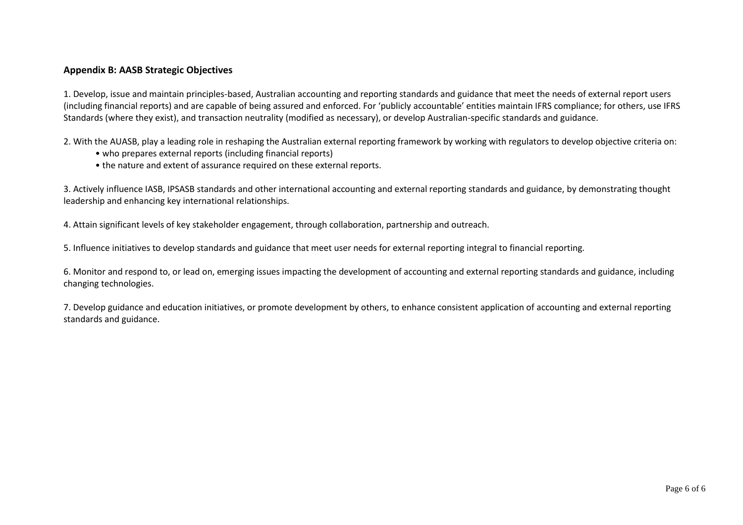## Appendix B: AASB Strategic Objectives

1. Develop, issue and maintain principles-based, Australian accounting and reporting standards and guidance that meet the needs of external report users (including financial reports) and are capable of being assured and enforced. For 'publicly accountable' entities maintain IFRS compliance; for others, use IFRS Standards (where they exist), and transaction neutrality (modified as necessary), or develop Australian-specific standards and guidance.

2. With the AUASB, play a leading role in reshaping the Australian external reporting framework by working with regulators to develop objective criteria on:
    - who prepares external reports (including financial reports)
    - the nature and extent of assurance required on these external reports.

3. Actively influence IASB, IPSASB standards and other international accounting and external reporting standards and guidance, by demonstrating thought leadership and enhancing key international relationships.

4. Attain significant levels of key stakeholder engagement, through collaboration, partnership and outreach.

5. Influence initiatives to develop standards and guidance that meet user needs for external reporting integral to financial reporting.

6. Monitor and respond to, or lead on, emerging issues impacting the development of accounting and external reporting standards and guidance, including changing technologies.

7. Develop guidance and education initiatives, or promote development by others, to enhance consistent application of accounting and external reporting standards and guidance.